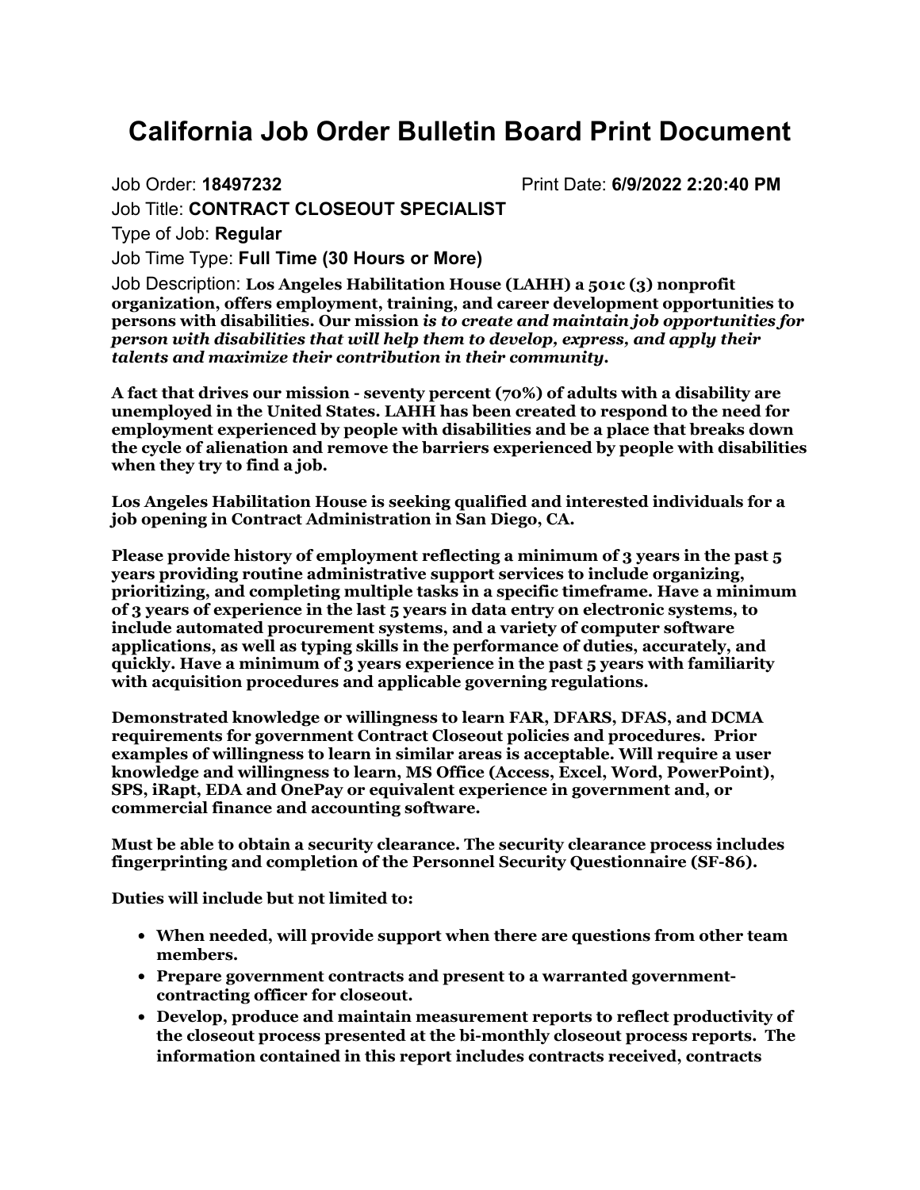# California Job Order Bulletin Board Print Document

Job Order: **18497232** Print Date: **6/9/2022 2:20:40 PM**

Job Title: **CONTRACT CLOSEOUT SPECIALIST**

Type of Job: **Regular**

Job Time Type: **Full Time (30 Hours or More)**

Job Description: **Los Angeles Habilitation House (LAHH) a 501c (3) nonprofit organization, offers employment, training, and career development opportunities to persons with disabilities. Our mission *is to create and maintain job opportunities for person with disabilities that will help them to develop, express, and apply their talents and maximize their contribution in their community.***

**A fact that drives our mission - seventy percent (70%) of adults with a disability are unemployed in the United States. LAHH has been created to respond to the need for employment experienced by people with disabilities and be a place that breaks down the cycle of alienation and remove the barriers experienced by people with disabilities when they try to find a job.**

**Los Angeles Habilitation House is seeking qualified and interested individuals for a job opening in Contract Administration in San Diego, CA.**

**Please provide history of employment reflecting a minimum of 3 years in the past 5 years providing routine administrative support services to include organizing, prioritizing, and completing multiple tasks in a specific timeframe. Have a minimum of 3 years of experience in the last 5 years in data entry on electronic systems, to include automated procurement systems, and a variety of computer software applications, as well as typing skills in the performance of duties, accurately, and quickly. Have a minimum of 3 years experience in the past 5 years with familiarity with acquisition procedures and applicable governing regulations.**

**Demonstrated knowledge or willingness to learn FAR, DFARS, DFAS, and DCMA requirements for government Contract Closeout policies and procedures. Prior examples of willingness to learn in similar areas is acceptable. Will require a user knowledge and willingness to learn, MS Office (Access, Excel, Word, PowerPoint), SPS, iRapt, EDA and OnePay or equivalent experience in government and, or commercial finance and accounting software.**

**Must be able to obtain a security clearance. The security clearance process includes fingerprinting and completion of the Personnel Security Questionnaire (SF-86).**

**Duties will include but not limited to:**

- **When needed, will provide support when there are questions from other team members.**
- **Prepare government contracts and present to a warranted government-contracting officer for closeout.**
- **Develop, produce and maintain measurement reports to reflect productivity of the closeout process presented at the bi-monthly closeout process reports. The information contained in this report includes contracts received, contracts**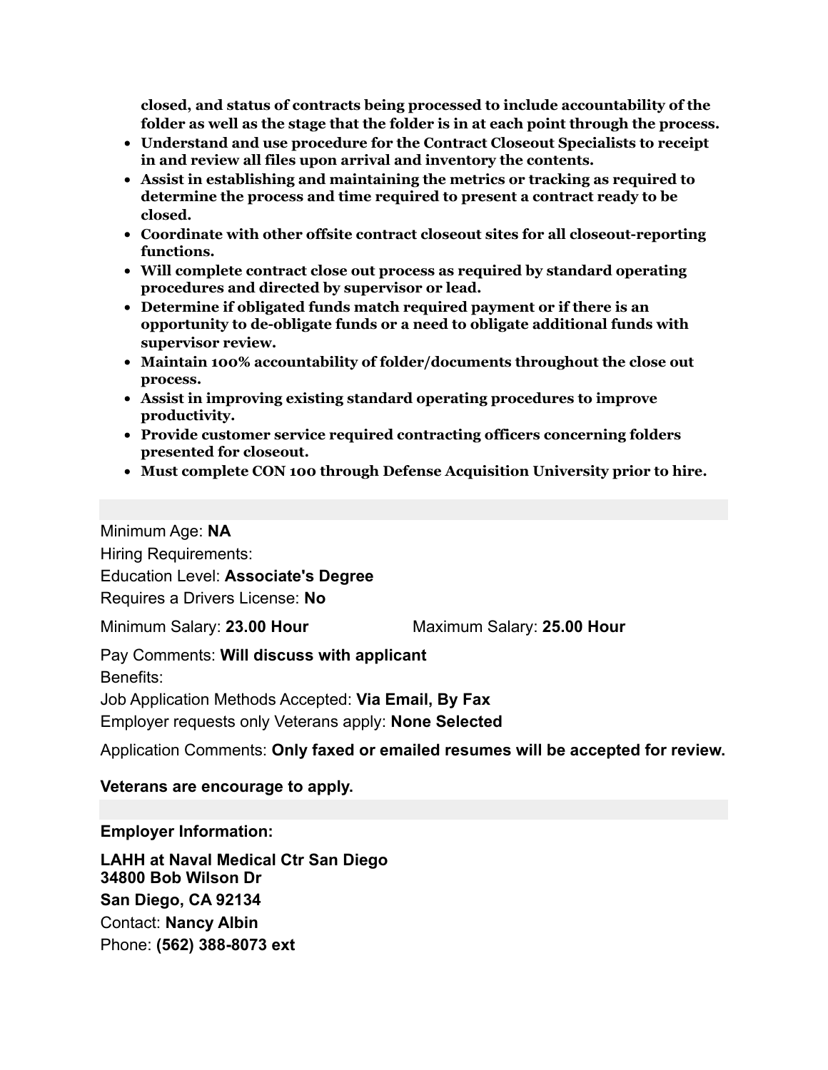**closed, and status of contracts being processed to include accountability of the folder as well as the stage that the folder is in at each point through the process.**

- **Understand and use procedure for the Contract Closeout Specialists to receipt in and review all files upon arrival and inventory the contents.**
- **Assist in establishing and maintaining the metrics or tracking as required to determine the process and time required to present a contract ready to be closed.**
- **Coordinate with other offsite contract closeout sites for all closeout-reporting functions.**
- **Will complete contract close out process as required by standard operating procedures and directed by supervisor or lead.**
- **Determine if obligated funds match required payment or if there is an opportunity to de-obligate funds or a need to obligate additional funds with supervisor review.**
- **Maintain 100% accountability of folder/documents throughout the close out process.**
- **Assist in improving existing standard operating procedures to improve productivity.**
- **Provide customer service required contracting officers concerning folders presented for closeout.**
- **Must complete CON 100 through Defense Acquisition University prior to hire.**

Minimum Age: **NA**

Hiring Requirements:

Education Level: **Associate's Degree**

Requires a Drivers License: **No**

Minimum Salary: **23.00 Hour** Maximum Salary: **25.00 Hour**

Pay Comments: **Will discuss with applicant**

Benefits:

Job Application Methods Accepted: **Via Email, By Fax**

Employer requests only Veterans apply: **None Selected**

Application Comments: **Only faxed or emailed resumes will be accepted for review.**

**Veterans are encourage to apply.**

**Employer Information:**

**LAHH at Naval Medical Ctr San Diego**
**34800 Bob Wilson Dr**
**San Diego, CA 92134**

Contact: **Nancy Albin**

Phone: **(562) 388-8073 ext**